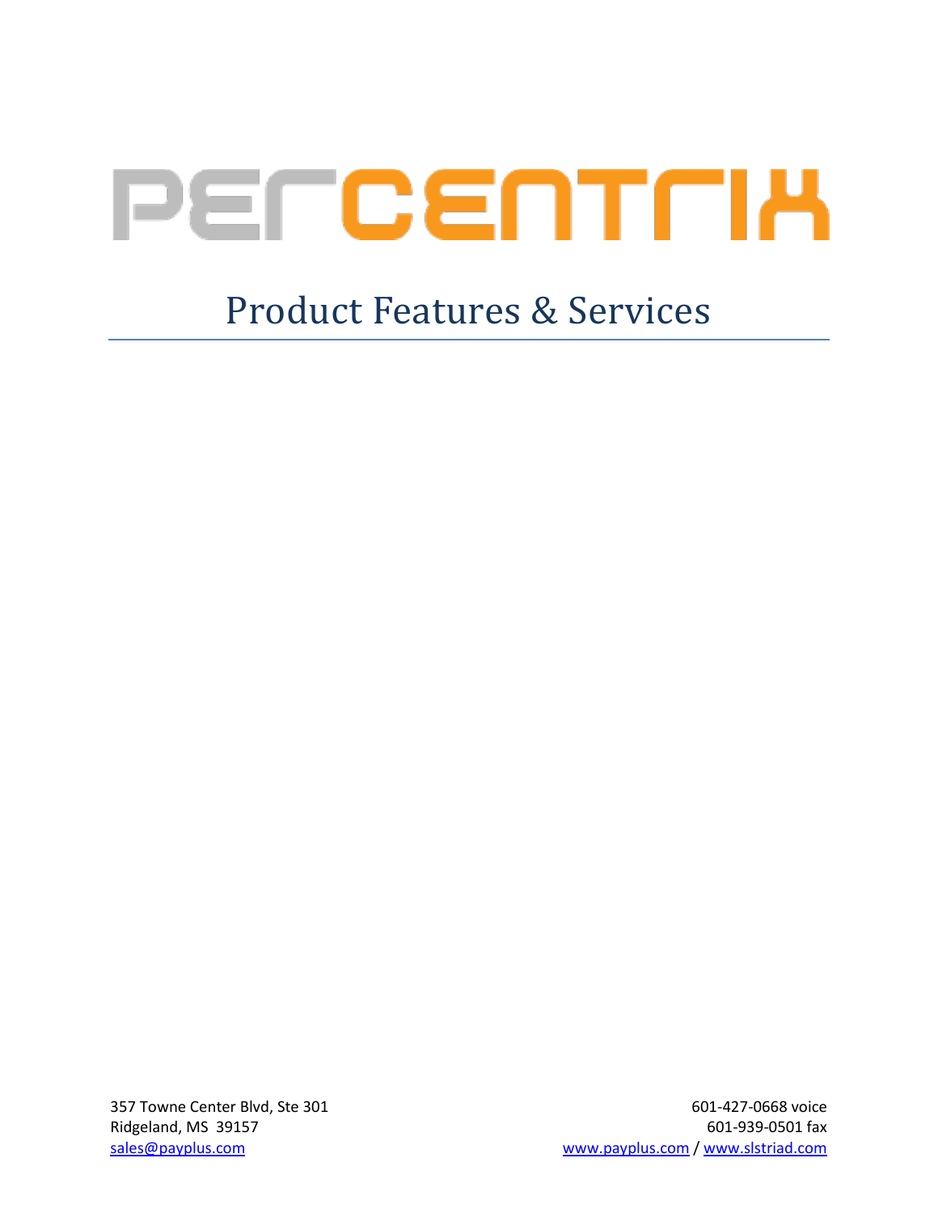# PERCENTRIX

## Product Features & Services

357 Towne Center Blvd, Ste 301
Ridgeland, MS 39157
sales@payplus.com

601-427-0668 voice
601-939-0501 fax
www.payplus.com / www.slstriad.com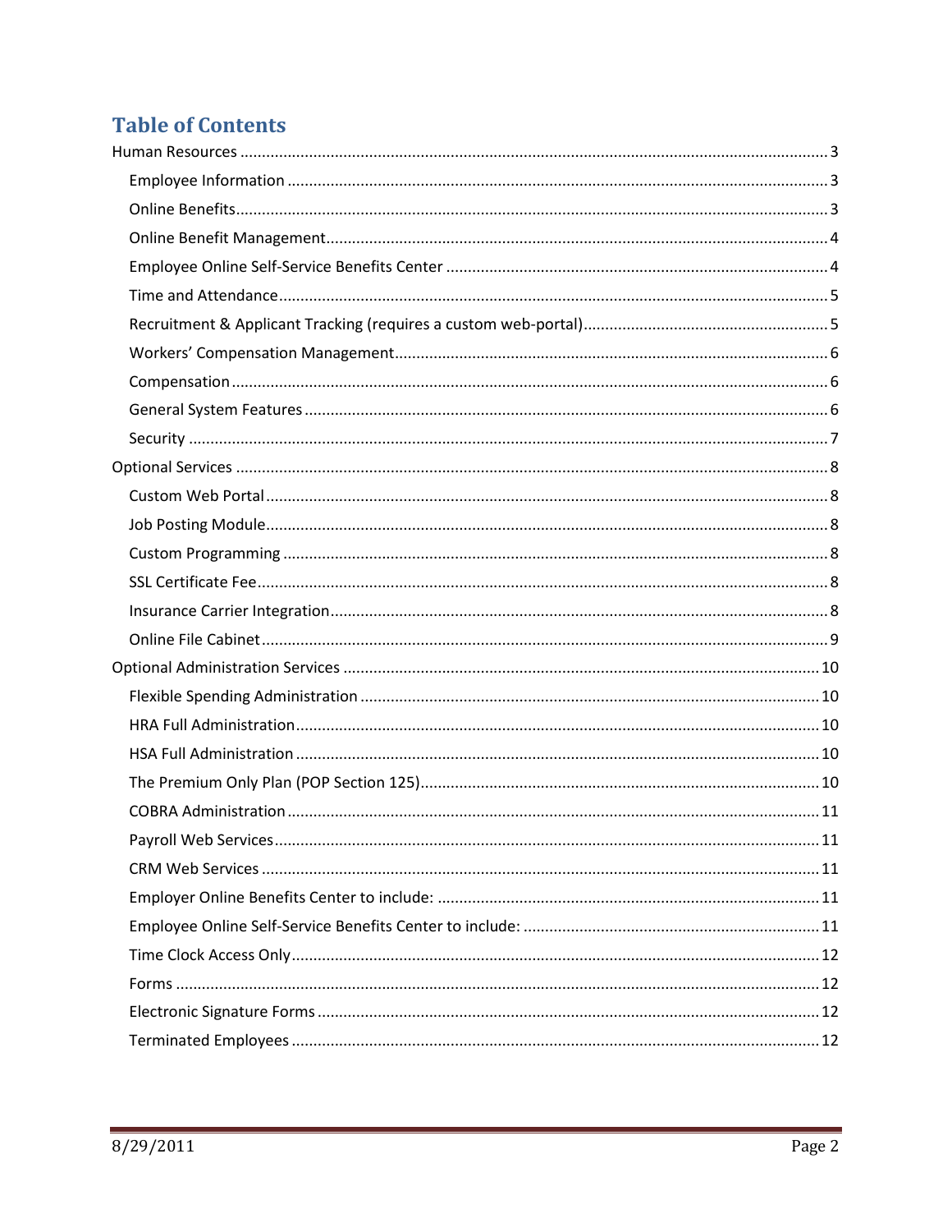# Table of Contents

- Human Resources ... 3
  - Employee Information ... 3
  - Online Benefits ... 3
  - Online Benefit Management ... 4
  - Employee Online Self-Service Benefits Center ... 4
  - Time and Attendance ... 5
  - Recruitment & Applicant Tracking (requires a custom web-portal) ... 5
  - Workers' Compensation Management ... 6
  - Compensation ... 6
  - General System Features ... 6
  - Security ... 7
- Optional Services ... 8
  - Custom Web Portal ... 8
  - Job Posting Module ... 8
  - Custom Programming ... 8
  - SSL Certificate Fee ... 8
  - Insurance Carrier Integration ... 8
  - Online File Cabinet ... 9
- Optional Administration Services ... 10
  - Flexible Spending Administration ... 10
  - HRA Full Administration ... 10
  - HSA Full Administration ... 10
  - The Premium Only Plan (POP Section 125) ... 10
  - COBRA Administration ... 11
  - Payroll Web Services ... 11
  - CRM Web Services ... 11
  - Employer Online Benefits Center to include: ... 11
  - Employee Online Self-Service Benefits Center to include: ... 11
  - Time Clock Access Only ... 12
  - Forms ... 12
  - Electronic Signature Forms ... 12
  - Terminated Employees ... 12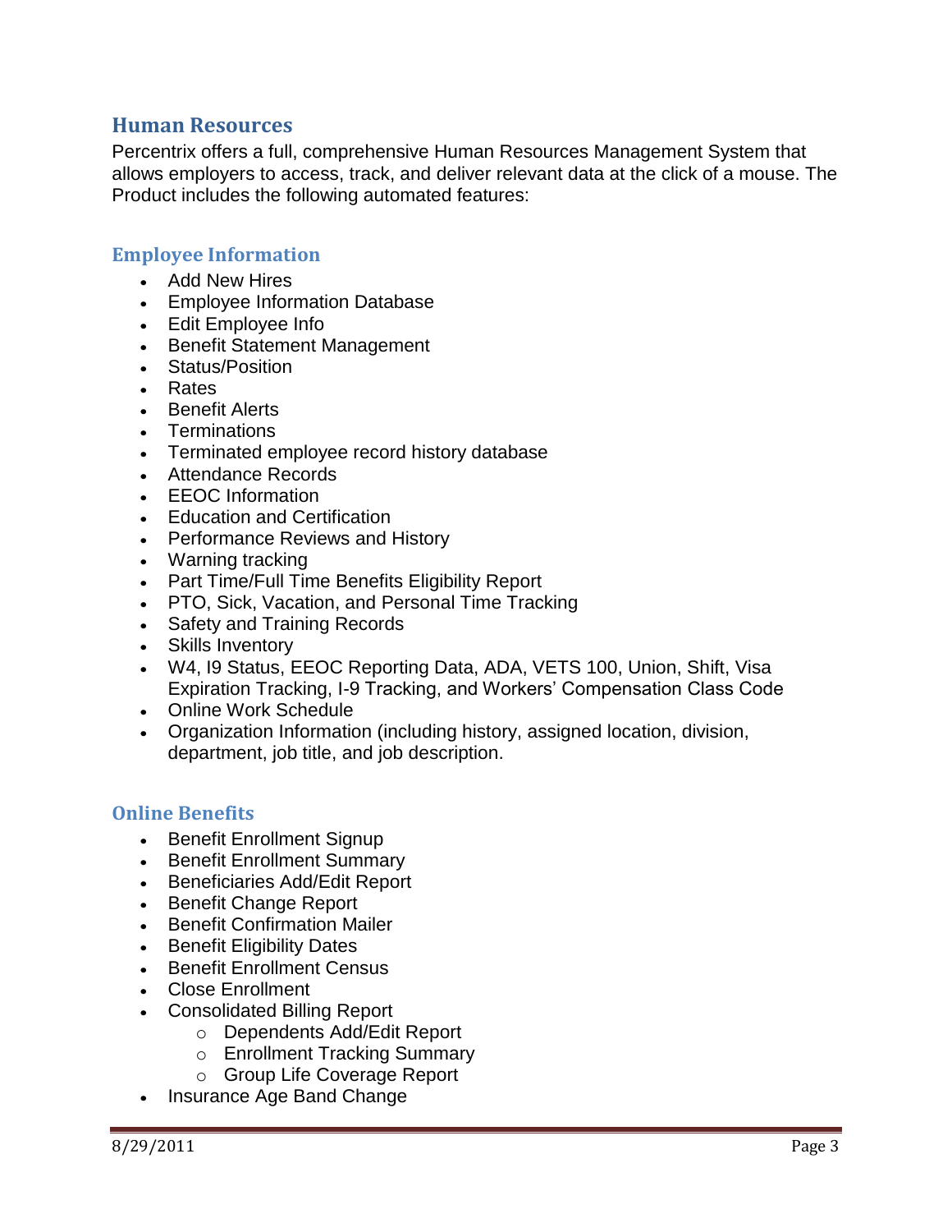## Human Resources

Percentrix offers a full, comprehensive Human Resources Management System that allows employers to access, track, and deliver relevant data at the click of a mouse. The Product includes the following automated features:

### Employee Information

- Add New Hires
- Employee Information Database
- Edit Employee Info
- Benefit Statement Management
- Status/Position
- Rates
- Benefit Alerts
- Terminations
- Terminated employee record history database
- Attendance Records
- EEOC Information
- Education and Certification
- Performance Reviews and History
- Warning tracking
- Part Time/Full Time Benefits Eligibility Report
- PTO, Sick, Vacation, and Personal Time Tracking
- Safety and Training Records
- Skills Inventory
- W4, I9 Status, EEOC Reporting Data, ADA, VETS 100, Union, Shift, Visa Expiration Tracking, I-9 Tracking, and Workers' Compensation Class Code
- Online Work Schedule
- Organization Information (including history, assigned location, division, department, job title, and job description.

### Online Benefits

- Benefit Enrollment Signup
- Benefit Enrollment Summary
- Beneficiaries Add/Edit Report
- Benefit Change Report
- Benefit Confirmation Mailer
- Benefit Eligibility Dates
- Benefit Enrollment Census
- Close Enrollment
- Consolidated Billing Report
    - Dependents Add/Edit Report
    - Enrollment Tracking Summary
    - Group Life Coverage Report
- Insurance Age Band Change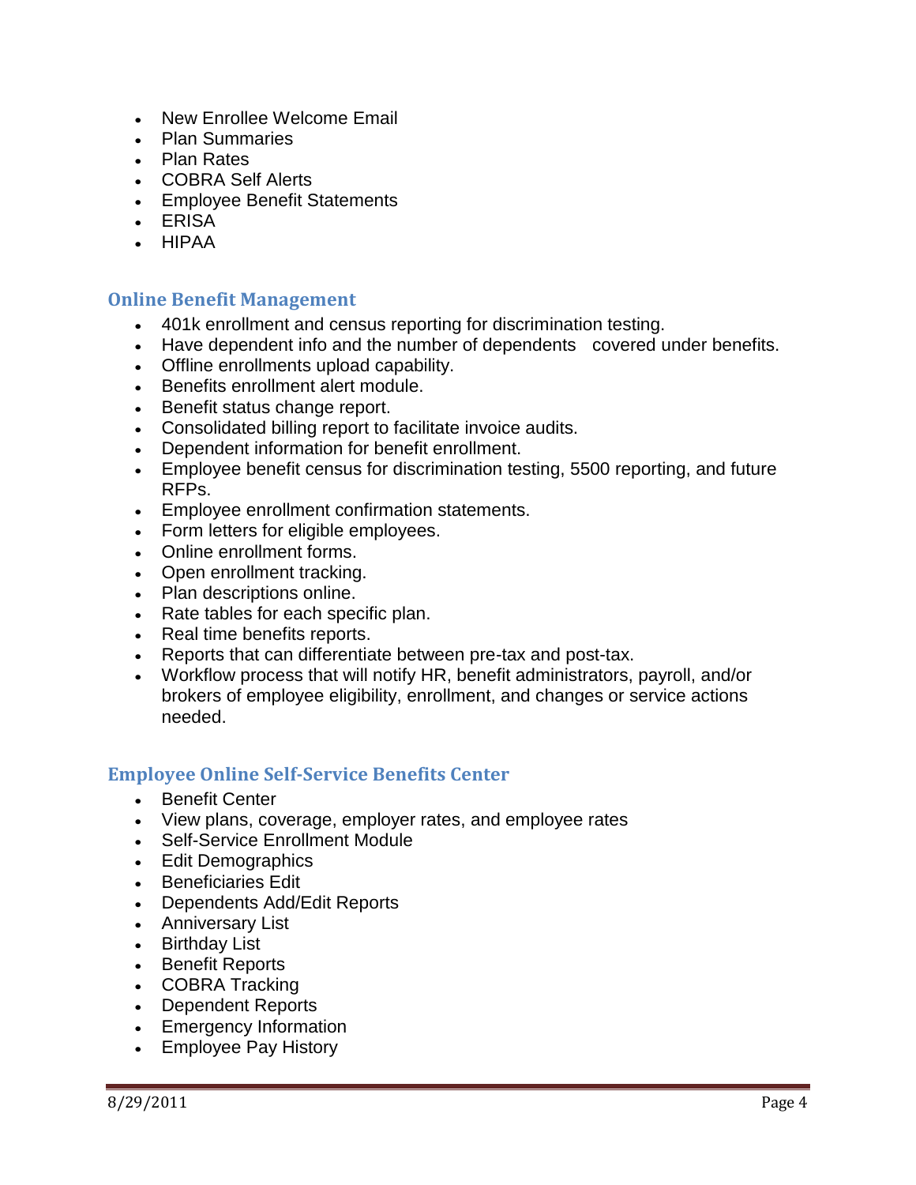- New Enrollee Welcome Email
- Plan Summaries
- Plan Rates
- COBRA Self Alerts
- Employee Benefit Statements
- ERISA
- HIPAA

## Online Benefit Management

- 401k enrollment and census reporting for discrimination testing.
- Have dependent info and the number of dependents covered under benefits.
- Offline enrollments upload capability.
- Benefits enrollment alert module.
- Benefit status change report.
- Consolidated billing report to facilitate invoice audits.
- Dependent information for benefit enrollment.
- Employee benefit census for discrimination testing, 5500 reporting, and future RFPs.
- Employee enrollment confirmation statements.
- Form letters for eligible employees.
- Online enrollment forms.
- Open enrollment tracking.
- Plan descriptions online.
- Rate tables for each specific plan.
- Real time benefits reports.
- Reports that can differentiate between pre-tax and post-tax.
- Workflow process that will notify HR, benefit administrators, payroll, and/or brokers of employee eligibility, enrollment, and changes or service actions needed.

## Employee Online Self-Service Benefits Center

- Benefit Center
- View plans, coverage, employer rates, and employee rates
- Self-Service Enrollment Module
- Edit Demographics
- Beneficiaries Edit
- Dependents Add/Edit Reports
- Anniversary List
- Birthday List
- Benefit Reports
- COBRA Tracking
- Dependent Reports
- Emergency Information
- Employee Pay History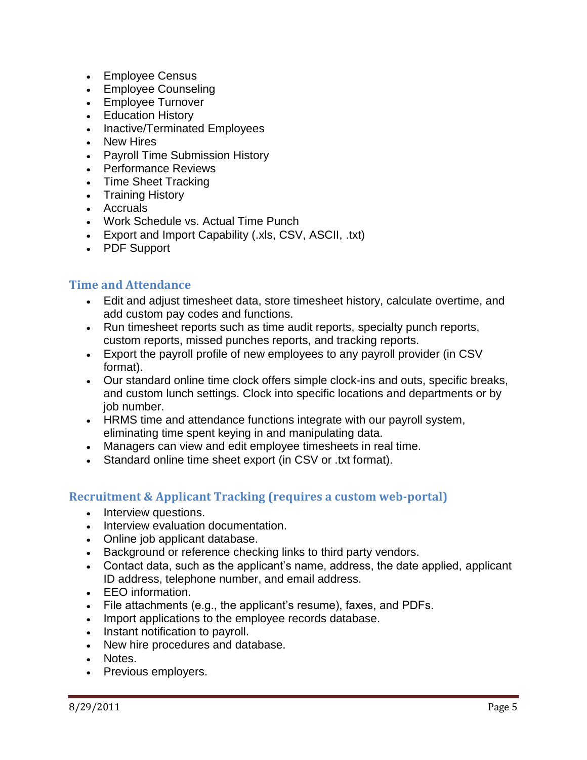- Employee Census
- Employee Counseling
- Employee Turnover
- Education History
- Inactive/Terminated Employees
- New Hires
- Payroll Time Submission History
- Performance Reviews
- Time Sheet Tracking
- Training History
- Accruals
- Work Schedule vs. Actual Time Punch
- Export and Import Capability (.xls, CSV, ASCII, .txt)
- PDF Support

## Time and Attendance

- Edit and adjust timesheet data, store timesheet history, calculate overtime, and add custom pay codes and functions.
- Run timesheet reports such as time audit reports, specialty punch reports, custom reports, missed punches reports, and tracking reports.
- Export the payroll profile of new employees to any payroll provider (in CSV format).
- Our standard online time clock offers simple clock-ins and outs, specific breaks, and custom lunch settings. Clock into specific locations and departments or by job number.
- HRMS time and attendance functions integrate with our payroll system, eliminating time spent keying in and manipulating data.
- Managers can view and edit employee timesheets in real time.
- Standard online time sheet export (in CSV or .txt format).

## Recruitment & Applicant Tracking (requires a custom web-portal)

- Interview questions.
- Interview evaluation documentation.
- Online job applicant database.
- Background or reference checking links to third party vendors.
- Contact data, such as the applicant's name, address, the date applied, applicant ID address, telephone number, and email address.
- EEO information.
- File attachments (e.g., the applicant's resume), faxes, and PDFs.
- Import applications to the employee records database.
- Instant notification to payroll.
- New hire procedures and database.
- Notes.
- Previous employers.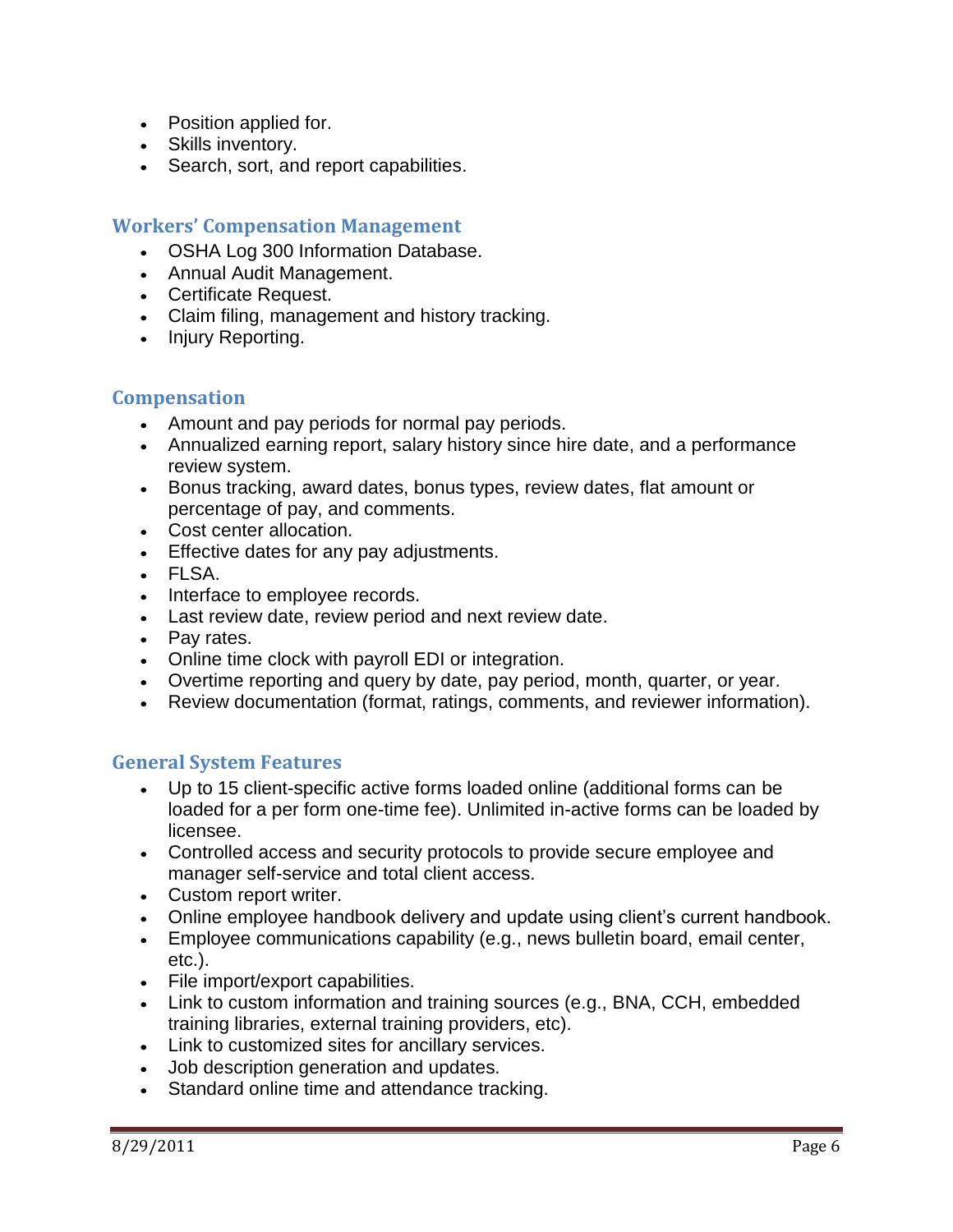- Position applied for.
- Skills inventory.
- Search, sort, and report capabilities.

### Workers' Compensation Management

- OSHA Log 300 Information Database.
- Annual Audit Management.
- Certificate Request.
- Claim filing, management and history tracking.
- Injury Reporting.

### Compensation

- Amount and pay periods for normal pay periods.
- Annualized earning report, salary history since hire date, and a performance review system.
- Bonus tracking, award dates, bonus types, review dates, flat amount or percentage of pay, and comments.
- Cost center allocation.
- Effective dates for any pay adjustments.
- FLSA.
- Interface to employee records.
- Last review date, review period and next review date.
- Pay rates.
- Online time clock with payroll EDI or integration.
- Overtime reporting and query by date, pay period, month, quarter, or year.
- Review documentation (format, ratings, comments, and reviewer information).

### General System Features

- Up to 15 client-specific active forms loaded online (additional forms can be loaded for a per form one-time fee). Unlimited in-active forms can be loaded by licensee.
- Controlled access and security protocols to provide secure employee and manager self-service and total client access.
- Custom report writer.
- Online employee handbook delivery and update using client's current handbook.
- Employee communications capability (e.g., news bulletin board, email center, etc.).
- File import/export capabilities.
- Link to custom information and training sources (e.g., BNA, CCH, embedded training libraries, external training providers, etc).
- Link to customized sites for ancillary services.
- Job description generation and updates.
- Standard online time and attendance tracking.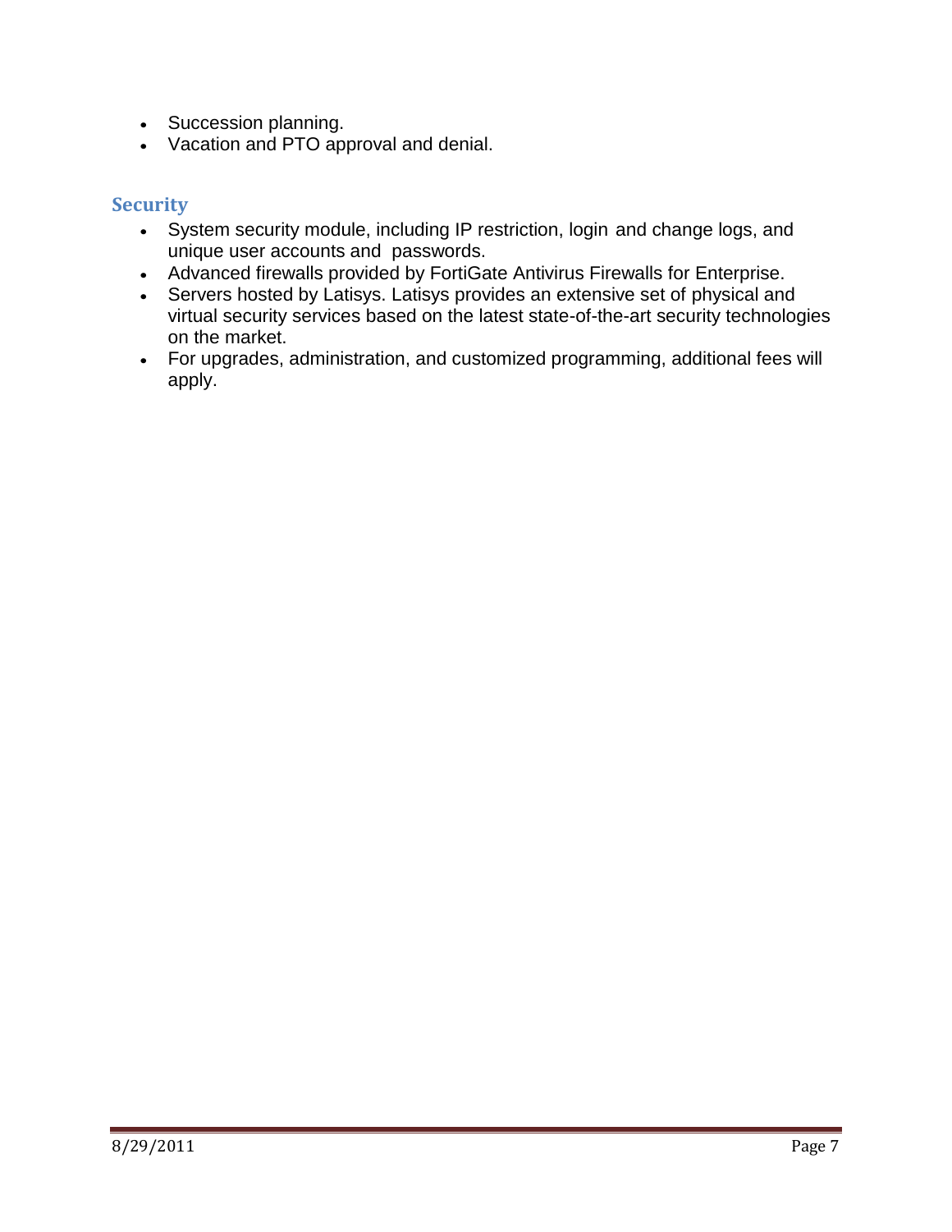- Succession planning.
- Vacation and PTO approval and denial.

## Security

- System security module, including IP restriction, login and change logs, and unique user accounts and passwords.
- Advanced firewalls provided by FortiGate Antivirus Firewalls for Enterprise.
- Servers hosted by Latisys. Latisys provides an extensive set of physical and virtual security services based on the latest state-of-the-art security technologies on the market.
- For upgrades, administration, and customized programming, additional fees will apply.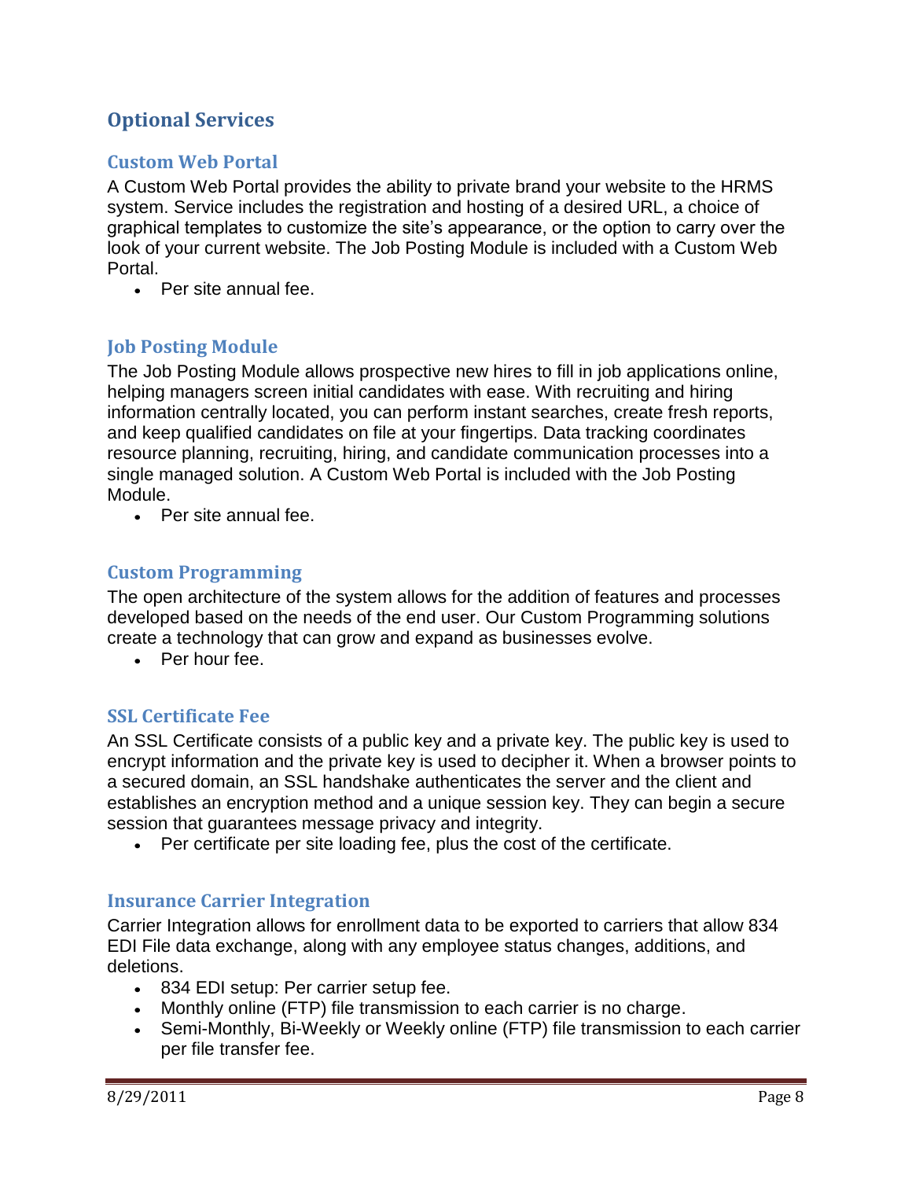## Optional Services

### Custom Web Portal

A Custom Web Portal provides the ability to private brand your website to the HRMS system. Service includes the registration and hosting of a desired URL, a choice of graphical templates to customize the site's appearance, or the option to carry over the look of your current website. The Job Posting Module is included with a Custom Web Portal.

- Per site annual fee.

### Job Posting Module

The Job Posting Module allows prospective new hires to fill in job applications online, helping managers screen initial candidates with ease. With recruiting and hiring information centrally located, you can perform instant searches, create fresh reports, and keep qualified candidates on file at your fingertips. Data tracking coordinates resource planning, recruiting, hiring, and candidate communication processes into a single managed solution. A Custom Web Portal is included with the Job Posting Module.

- Per site annual fee.

### Custom Programming

The open architecture of the system allows for the addition of features and processes developed based on the needs of the end user. Our Custom Programming solutions create a technology that can grow and expand as businesses evolve.

- Per hour fee.

### SSL Certificate Fee

An SSL Certificate consists of a public key and a private key. The public key is used to encrypt information and the private key is used to decipher it. When a browser points to a secured domain, an SSL handshake authenticates the server and the client and establishes an encryption method and a unique session key. They can begin a secure session that guarantees message privacy and integrity.

- Per certificate per site loading fee, plus the cost of the certificate.

### Insurance Carrier Integration

Carrier Integration allows for enrollment data to be exported to carriers that allow 834 EDI File data exchange, along with any employee status changes, additions, and deletions.

- 834 EDI setup: Per carrier setup fee.
- Monthly online (FTP) file transmission to each carrier is no charge.
- Semi-Monthly, Bi-Weekly or Weekly online (FTP) file transmission to each carrier per file transfer fee.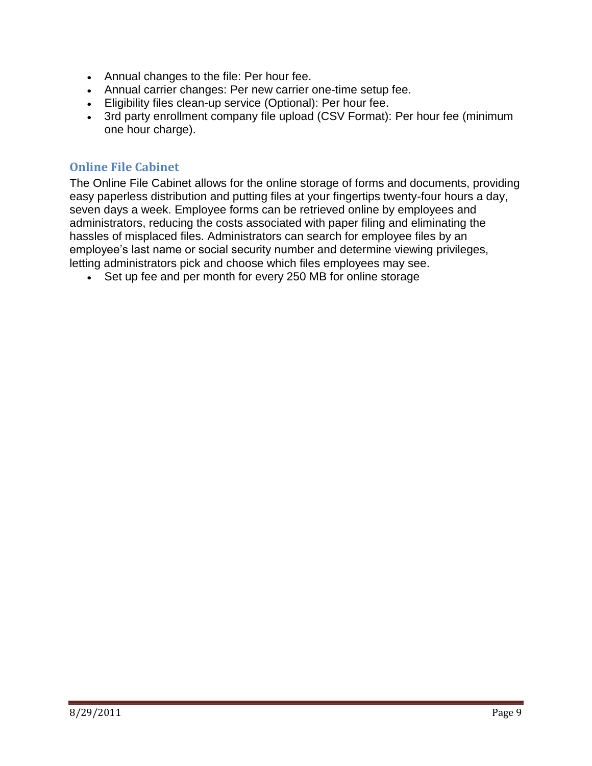- Annual changes to the file: Per hour fee.
- Annual carrier changes: Per new carrier one-time setup fee.
- Eligibility files clean-up service (Optional): Per hour fee.
- 3rd party enrollment company file upload (CSV Format): Per hour fee (minimum one hour charge).

## Online File Cabinet

The Online File Cabinet allows for the online storage of forms and documents, providing easy paperless distribution and putting files at your fingertips twenty-four hours a day, seven days a week. Employee forms can be retrieved online by employees and administrators, reducing the costs associated with paper filing and eliminating the hassles of misplaced files. Administrators can search for employee files by an employee's last name or social security number and determine viewing privileges, letting administrators pick and choose which files employees may see.

- Set up fee and per month for every 250 MB for online storage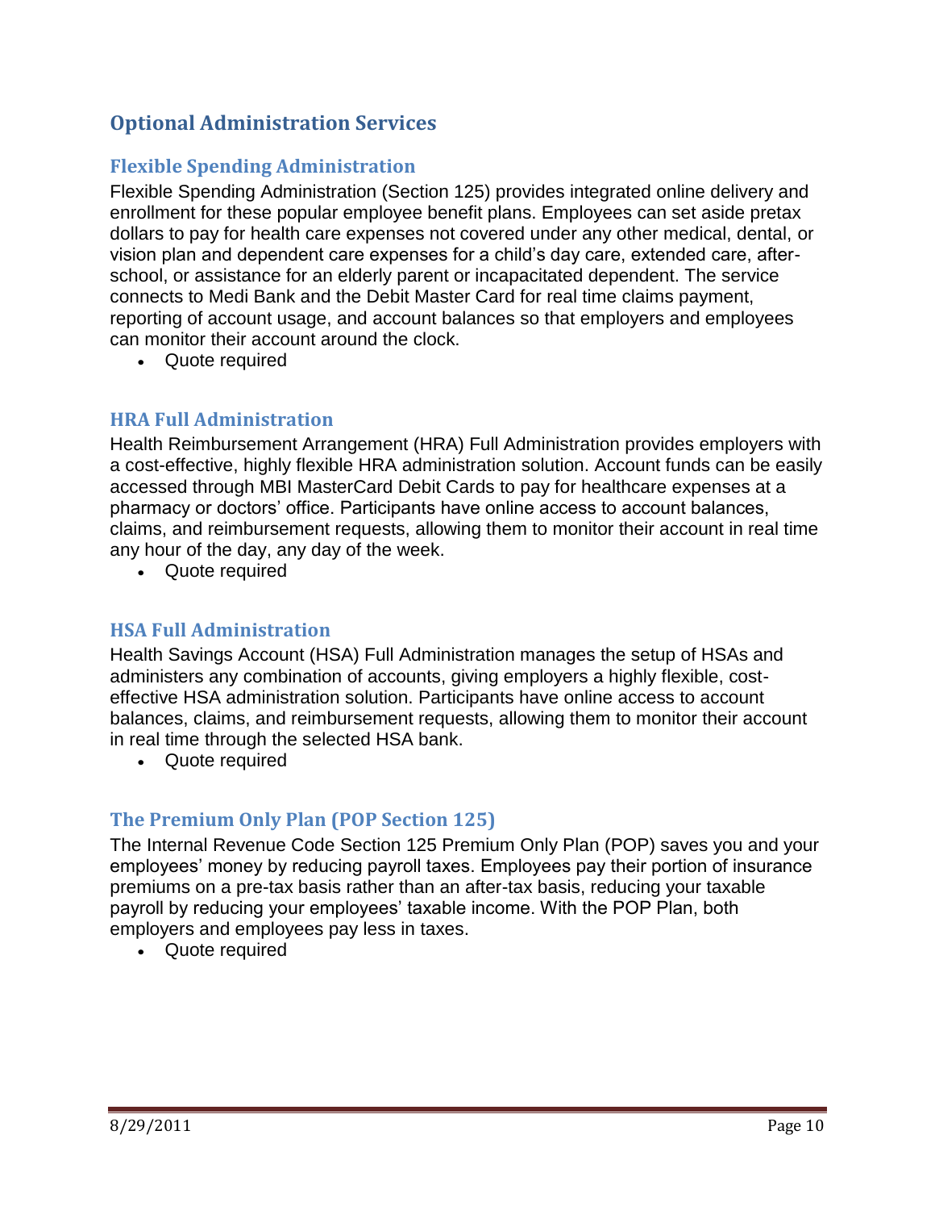## Optional Administration Services

### Flexible Spending Administration

Flexible Spending Administration (Section 125) provides integrated online delivery and enrollment for these popular employee benefit plans. Employees can set aside pretax dollars to pay for health care expenses not covered under any other medical, dental, or vision plan and dependent care expenses for a child's day care, extended care, after-school, or assistance for an elderly parent or incapacitated dependent. The service connects to Medi Bank and the Debit Master Card for real time claims payment, reporting of account usage, and account balances so that employers and employees can monitor their account around the clock.

- Quote required

### HRA Full Administration

Health Reimbursement Arrangement (HRA) Full Administration provides employers with a cost-effective, highly flexible HRA administration solution. Account funds can be easily accessed through MBI MasterCard Debit Cards to pay for healthcare expenses at a pharmacy or doctors' office. Participants have online access to account balances, claims, and reimbursement requests, allowing them to monitor their account in real time any hour of the day, any day of the week.

- Quote required

### HSA Full Administration

Health Savings Account (HSA) Full Administration manages the setup of HSAs and administers any combination of accounts, giving employers a highly flexible, cost-effective HSA administration solution. Participants have online access to account balances, claims, and reimbursement requests, allowing them to monitor their account in real time through the selected HSA bank.

- Quote required

### The Premium Only Plan (POP Section 125)

The Internal Revenue Code Section 125 Premium Only Plan (POP) saves you and your employees' money by reducing payroll taxes. Employees pay their portion of insurance premiums on a pre-tax basis rather than an after-tax basis, reducing your taxable payroll by reducing your employees' taxable income. With the POP Plan, both employers and employees pay less in taxes.

- Quote required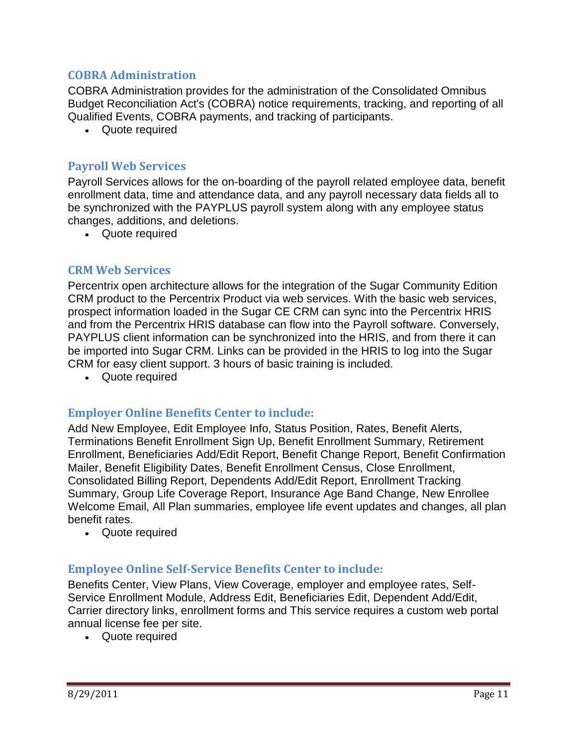## COBRA Administration

COBRA Administration provides for the administration of the Consolidated Omnibus Budget Reconciliation Act's (COBRA) notice requirements, tracking, and reporting of all Qualified Events, COBRA payments, and tracking of participants.

- Quote required

## Payroll Web Services

Payroll Services allows for the on-boarding of the payroll related employee data, benefit enrollment data, time and attendance data, and any payroll necessary data fields all to be synchronized with the PAYPLUS payroll system along with any employee status changes, additions, and deletions.

- Quote required

## CRM Web Services

Percentrix open architecture allows for the integration of the Sugar Community Edition CRM product to the Percentrix Product via web services. With the basic web services, prospect information loaded in the Sugar CE CRM can sync into the Percentrix HRIS and from the Percentrix HRIS database can flow into the Payroll software. Conversely, PAYPLUS client information can be synchronized into the HRIS, and from there it can be imported into Sugar CRM. Links can be provided in the HRIS to log into the Sugar CRM for easy client support. 3 hours of basic training is included.

- Quote required

## Employer Online Benefits Center to include:

Add New Employee, Edit Employee Info, Status Position, Rates, Benefit Alerts, Terminations Benefit Enrollment Sign Up, Benefit Enrollment Summary, Retirement Enrollment, Beneficiaries Add/Edit Report, Benefit Change Report, Benefit Confirmation Mailer, Benefit Eligibility Dates, Benefit Enrollment Census, Close Enrollment, Consolidated Billing Report, Dependents Add/Edit Report, Enrollment Tracking Summary, Group Life Coverage Report, Insurance Age Band Change, New Enrollee Welcome Email, All Plan summaries, employee life event updates and changes, all plan benefit rates.

- Quote required

## Employee Online Self-Service Benefits Center to include:

Benefits Center, View Plans, View Coverage, employer and employee rates, Self-Service Enrollment Module, Address Edit, Beneficiaries Edit, Dependent Add/Edit, Carrier directory links, enrollment forms and This service requires a custom web portal annual license fee per site.

- Quote required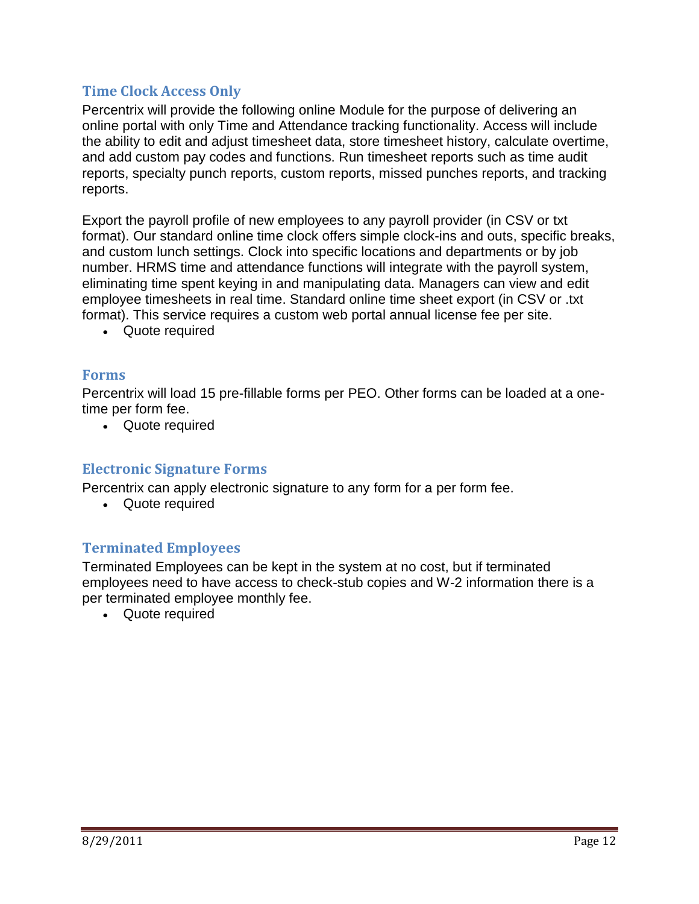## Time Clock Access Only

Percentrix will provide the following online Module for the purpose of delivering an online portal with only Time and Attendance tracking functionality. Access will include the ability to edit and adjust timesheet data, store timesheet history, calculate overtime, and add custom pay codes and functions. Run timesheet reports such as time audit reports, specialty punch reports, custom reports, missed punches reports, and tracking reports.

Export the payroll profile of new employees to any payroll provider (in CSV or txt format). Our standard online time clock offers simple clock-ins and outs, specific breaks, and custom lunch settings. Clock into specific locations and departments or by job number. HRMS time and attendance functions will integrate with the payroll system, eliminating time spent keying in and manipulating data. Managers can view and edit employee timesheets in real time. Standard online time sheet export (in CSV or .txt format). This service requires a custom web portal annual license fee per site.

- Quote required

## Forms

Percentrix will load 15 pre-fillable forms per PEO. Other forms can be loaded at a one-time per form fee.

- Quote required

## Electronic Signature Forms

Percentrix can apply electronic signature to any form for a per form fee.

- Quote required

## Terminated Employees

Terminated Employees can be kept in the system at no cost, but if terminated employees need to have access to check-stub copies and W-2 information there is a per terminated employee monthly fee.

- Quote required